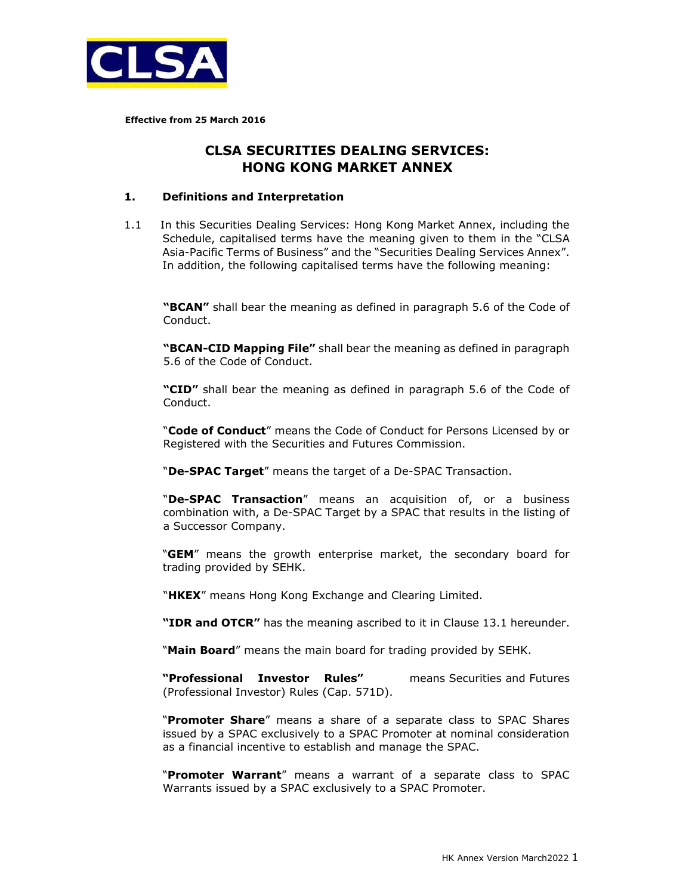**Effective from 25 March 2016**

# CLSA SECURITIES DEALING SERVICES: HONG KONG MARKET ANNEX

## 1. Definitions and Interpretation

1.1 In this Securities Dealing Services: Hong Kong Market Annex, including the Schedule, capitalised terms have the meaning given to them in the "CLSA Asia-Pacific Terms of Business" and the "Securities Dealing Services Annex". In addition, the following capitalised terms have the following meaning:

**"BCAN"** shall bear the meaning as defined in paragraph 5.6 of the Code of Conduct.

**"BCAN-CID Mapping File"** shall bear the meaning as defined in paragraph 5.6 of the Code of Conduct.

**"CID"** shall bear the meaning as defined in paragraph 5.6 of the Code of Conduct.

"**Code of Conduct**" means the Code of Conduct for Persons Licensed by or Registered with the Securities and Futures Commission.

"**De-SPAC Target**" means the target of a De-SPAC Transaction.

"**De-SPAC Transaction**" means an acquisition of, or a business combination with, a De-SPAC Target by a SPAC that results in the listing of a Successor Company.

"**GEM**" means the growth enterprise market, the secondary board for trading provided by SEHK.

"**HKEX**" means Hong Kong Exchange and Clearing Limited.

**"IDR and OTCR"** has the meaning ascribed to it in Clause 13.1 hereunder.

"**Main Board**" means the main board for trading provided by SEHK.

**"Professional Investor Rules"** means Securities and Futures (Professional Investor) Rules (Cap. 571D).

"**Promoter Share**" means a share of a separate class to SPAC Shares issued by a SPAC exclusively to a SPAC Promoter at nominal consideration as a financial incentive to establish and manage the SPAC.

"**Promoter Warrant**" means a warrant of a separate class to SPAC Warrants issued by a SPAC exclusively to a SPAC Promoter.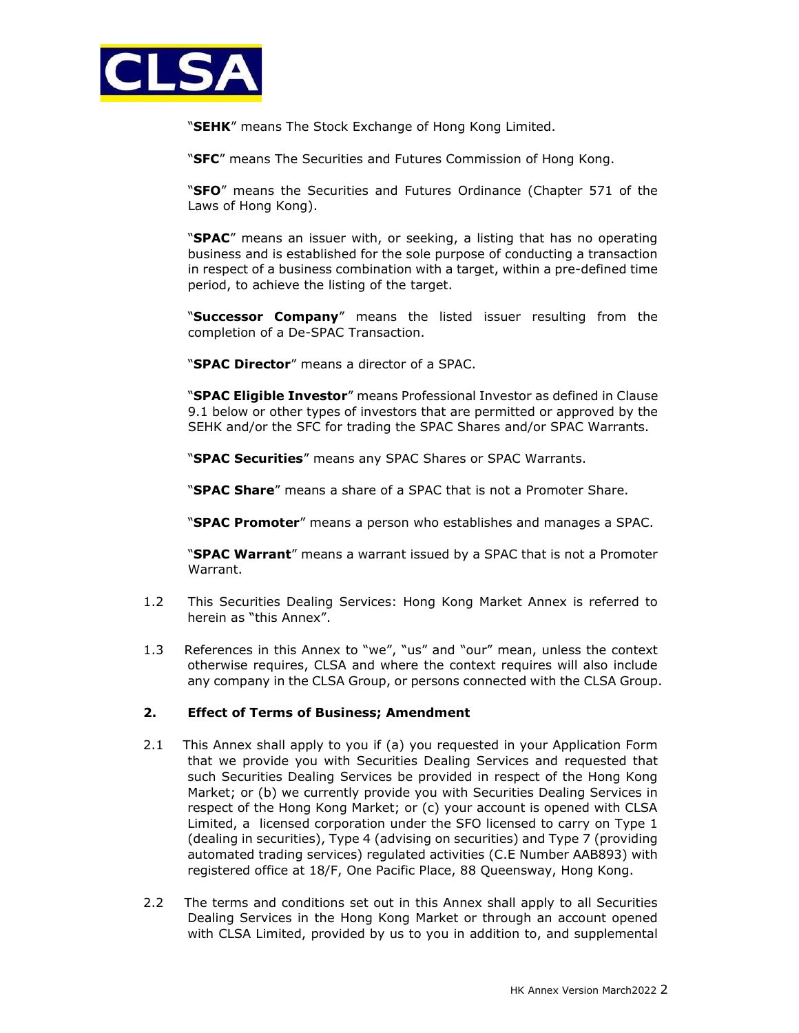"**SEHK**" means The Stock Exchange of Hong Kong Limited.

"**SFC**" means The Securities and Futures Commission of Hong Kong.

"**SFO**" means the Securities and Futures Ordinance (Chapter 571 of the Laws of Hong Kong).

"**SPAC**" means an issuer with, or seeking, a listing that has no operating business and is established for the sole purpose of conducting a transaction in respect of a business combination with a target, within a pre-defined time period, to achieve the listing of the target.

"**Successor Company**" means the listed issuer resulting from the completion of a De-SPAC Transaction.

"**SPAC Director**" means a director of a SPAC.

"**SPAC Eligible Investor**" means Professional Investor as defined in Clause 9.1 below or other types of investors that are permitted or approved by the SEHK and/or the SFC for trading the SPAC Shares and/or SPAC Warrants.

"**SPAC Securities**" means any SPAC Shares or SPAC Warrants.

"**SPAC Share**" means a share of a SPAC that is not a Promoter Share.

"**SPAC Promoter**" means a person who establishes and manages a SPAC.

"**SPAC Warrant**" means a warrant issued by a SPAC that is not a Promoter Warrant.

1.2 This Securities Dealing Services: Hong Kong Market Annex is referred to herein as "this Annex".

1.3 References in this Annex to "we", "us" and "our" mean, unless the context otherwise requires, CLSA and where the context requires will also include any company in the CLSA Group, or persons connected with the CLSA Group.

## 2. Effect of Terms of Business; Amendment

2.1 This Annex shall apply to you if (a) you requested in your Application Form that we provide you with Securities Dealing Services and requested that such Securities Dealing Services be provided in respect of the Hong Kong Market; or (b) we currently provide you with Securities Dealing Services in respect of the Hong Kong Market; or (c) your account is opened with CLSA Limited, a licensed corporation under the SFO licensed to carry on Type 1 (dealing in securities), Type 4 (advising on securities) and Type 7 (providing automated trading services) regulated activities (C.E Number AAB893) with registered office at 18/F, One Pacific Place, 88 Queensway, Hong Kong.

2.2 The terms and conditions set out in this Annex shall apply to all Securities Dealing Services in the Hong Kong Market or through an account opened with CLSA Limited, provided by us to you in addition to, and supplemental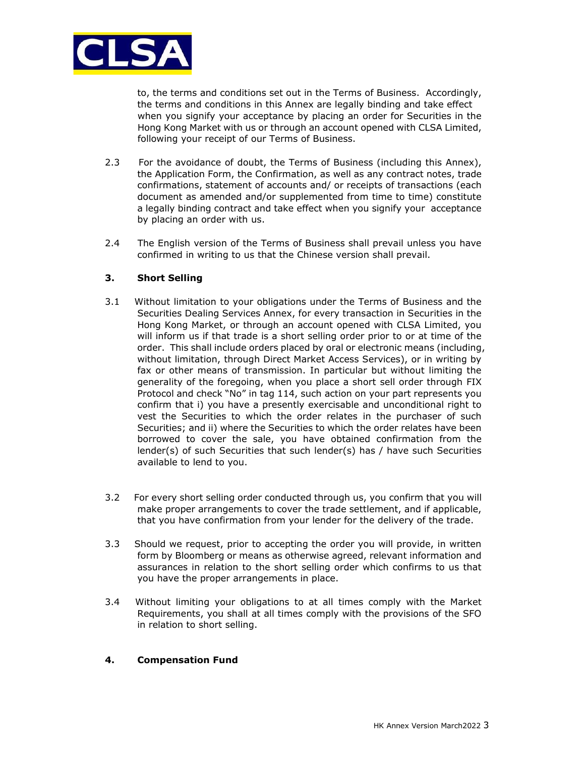to, the terms and conditions set out in the Terms of Business. Accordingly, the terms and conditions in this Annex are legally binding and take effect when you signify your acceptance by placing an order for Securities in the Hong Kong Market with us or through an account opened with CLSA Limited, following your receipt of our Terms of Business.

2.3 For the avoidance of doubt, the Terms of Business (including this Annex), the Application Form, the Confirmation, as well as any contract notes, trade confirmations, statement of accounts and/ or receipts of transactions (each document as amended and/or supplemented from time to time) constitute a legally binding contract and take effect when you signify your acceptance by placing an order with us.

2.4 The English version of the Terms of Business shall prevail unless you have confirmed in writing to us that the Chinese version shall prevail.

## 3. Short Selling

3.1 Without limitation to your obligations under the Terms of Business and the Securities Dealing Services Annex, for every transaction in Securities in the Hong Kong Market, or through an account opened with CLSA Limited, you will inform us if that trade is a short selling order prior to or at time of the order. This shall include orders placed by oral or electronic means (including, without limitation, through Direct Market Access Services), or in writing by fax or other means of transmission. In particular but without limiting the generality of the foregoing, when you place a short sell order through FIX Protocol and check "No" in tag 114, such action on your part represents you confirm that i) you have a presently exercisable and unconditional right to vest the Securities to which the order relates in the purchaser of such Securities; and ii) where the Securities to which the order relates have been borrowed to cover the sale, you have obtained confirmation from the lender(s) of such Securities that such lender(s) has / have such Securities available to lend to you.

3.2 For every short selling order conducted through us, you confirm that you will make proper arrangements to cover the trade settlement, and if applicable, that you have confirmation from your lender for the delivery of the trade.

3.3 Should we request, prior to accepting the order you will provide, in written form by Bloomberg or means as otherwise agreed, relevant information and assurances in relation to the short selling order which confirms to us that you have the proper arrangements in place.

3.4 Without limiting your obligations to at all times comply with the Market Requirements, you shall at all times comply with the provisions of the SFO in relation to short selling.

## 4. Compensation Fund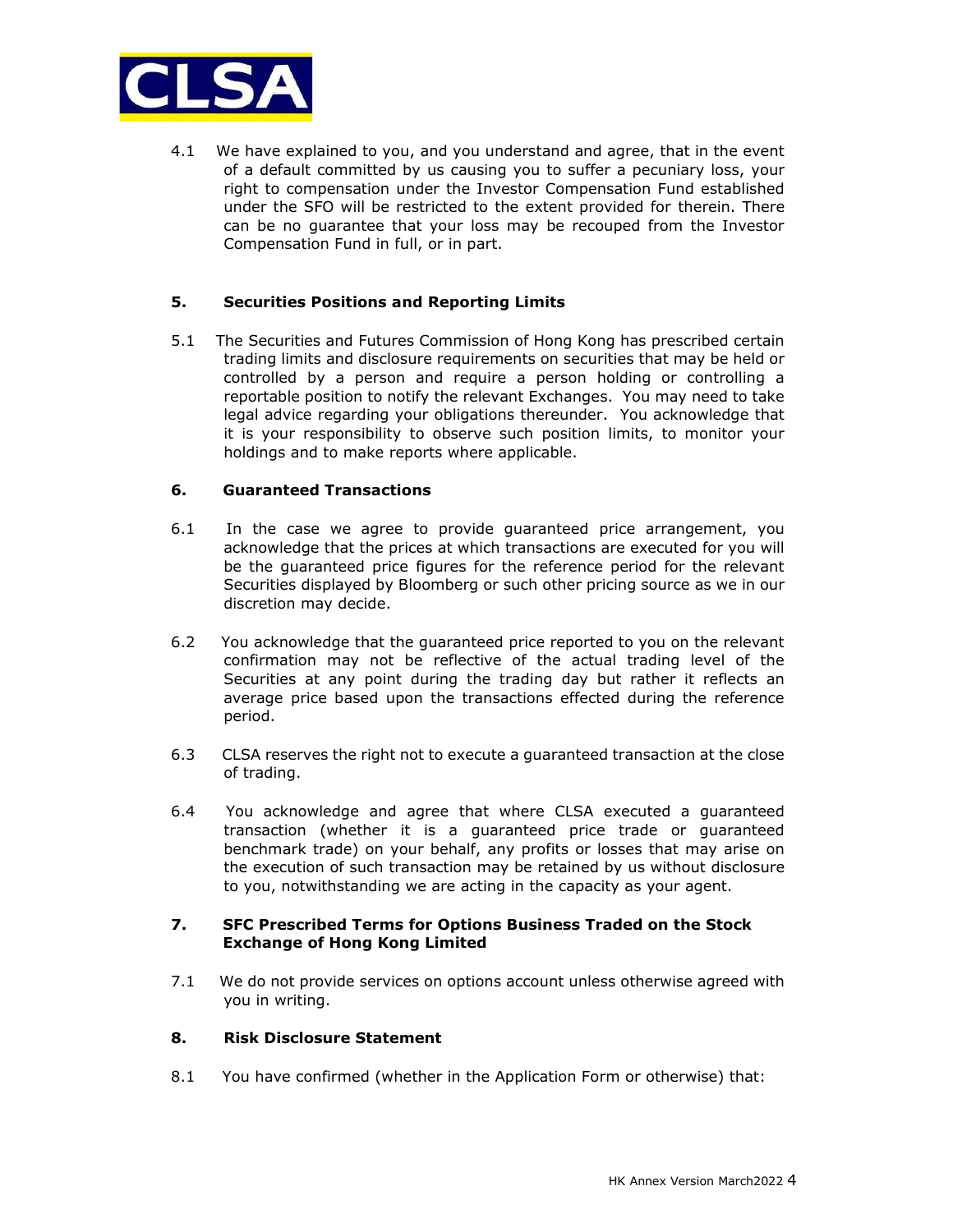4.1 We have explained to you, and you understand and agree, that in the event of a default committed by us causing you to suffer a pecuniary loss, your right to compensation under the Investor Compensation Fund established under the SFO will be restricted to the extent provided for therein. There can be no guarantee that your loss may be recouped from the Investor Compensation Fund in full, or in part.

## 5. Securities Positions and Reporting Limits

5.1 The Securities and Futures Commission of Hong Kong has prescribed certain trading limits and disclosure requirements on securities that may be held or controlled by a person and require a person holding or controlling a reportable position to notify the relevant Exchanges. You may need to take legal advice regarding your obligations thereunder. You acknowledge that it is your responsibility to observe such position limits, to monitor your holdings and to make reports where applicable.

## 6. Guaranteed Transactions

6.1 In the case we agree to provide guaranteed price arrangement, you acknowledge that the prices at which transactions are executed for you will be the guaranteed price figures for the reference period for the relevant Securities displayed by Bloomberg or such other pricing source as we in our discretion may decide.

6.2 You acknowledge that the guaranteed price reported to you on the relevant confirmation may not be reflective of the actual trading level of the Securities at any point during the trading day but rather it reflects an average price based upon the transactions effected during the reference period.

6.3 CLSA reserves the right not to execute a guaranteed transaction at the close of trading.

6.4 You acknowledge and agree that where CLSA executed a guaranteed transaction (whether it is a guaranteed price trade or guaranteed benchmark trade) on your behalf, any profits or losses that may arise on the execution of such transaction may be retained by us without disclosure to you, notwithstanding we are acting in the capacity as your agent.

## 7. SFC Prescribed Terms for Options Business Traded on the Stock Exchange of Hong Kong Limited

7.1 We do not provide services on options account unless otherwise agreed with you in writing.

## 8. Risk Disclosure Statement

8.1 You have confirmed (whether in the Application Form or otherwise) that: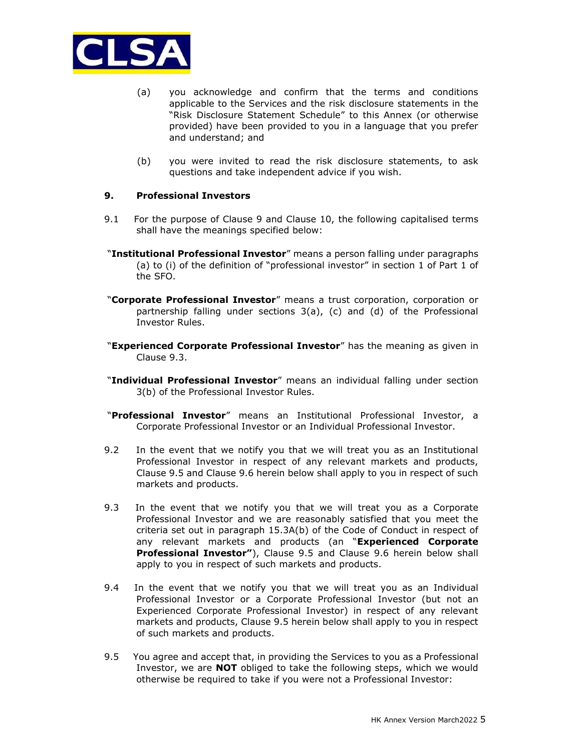(a) you acknowledge and confirm that the terms and conditions applicable to the Services and the risk disclosure statements in the "Risk Disclosure Statement Schedule" to this Annex (or otherwise provided) have been provided to you in a language that you prefer and understand; and

(b) you were invited to read the risk disclosure statements, to ask questions and take independent advice if you wish.

## 9. Professional Investors

9.1 For the purpose of Clause 9 and Clause 10, the following capitalised terms shall have the meanings specified below:

"**Institutional Professional Investor**" means a person falling under paragraphs (a) to (i) of the definition of "professional investor" in section 1 of Part 1 of the SFO.

"**Corporate Professional Investor**" means a trust corporation, corporation or partnership falling under sections 3(a), (c) and (d) of the Professional Investor Rules.

"**Experienced Corporate Professional Investor**" has the meaning as given in Clause 9.3.

"**Individual Professional Investor**" means an individual falling under section 3(b) of the Professional Investor Rules.

"**Professional Investor**" means an Institutional Professional Investor, a Corporate Professional Investor or an Individual Professional Investor.

9.2 In the event that we notify you that we will treat you as an Institutional Professional Investor in respect of any relevant markets and products, Clause 9.5 and Clause 9.6 herein below shall apply to you in respect of such markets and products.

9.3 In the event that we notify you that we will treat you as a Corporate Professional Investor and we are reasonably satisfied that you meet the criteria set out in paragraph 15.3A(b) of the Code of Conduct in respect of any relevant markets and products (an "**Experienced Corporate Professional Investor"**), Clause 9.5 and Clause 9.6 herein below shall apply to you in respect of such markets and products.

9.4 In the event that we notify you that we will treat you as an Individual Professional Investor or a Corporate Professional Investor (but not an Experienced Corporate Professional Investor) in respect of any relevant markets and products, Clause 9.5 herein below shall apply to you in respect of such markets and products.

9.5 You agree and accept that, in providing the Services to you as a Professional Investor, we are **NOT** obliged to take the following steps, which we would otherwise be required to take if you were not a Professional Investor: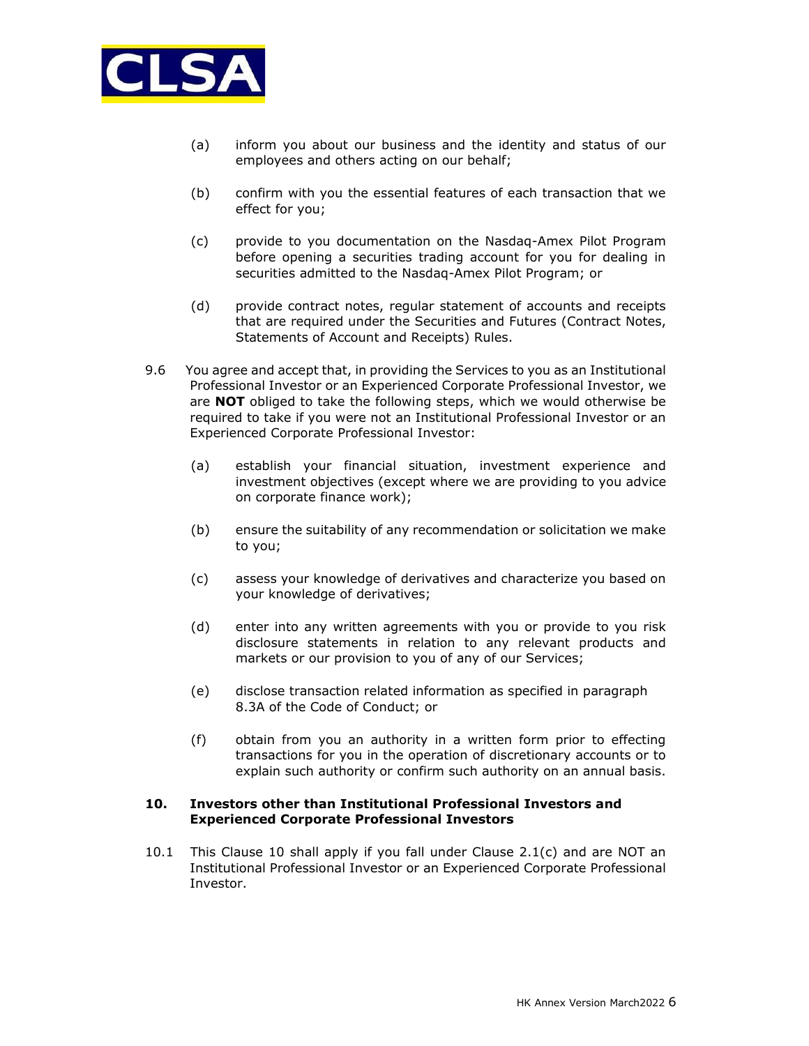(a) inform you about our business and the identity and status of our employees and others acting on our behalf;

(b) confirm with you the essential features of each transaction that we effect for you;

(c) provide to you documentation on the Nasdaq-Amex Pilot Program before opening a securities trading account for you for dealing in securities admitted to the Nasdaq-Amex Pilot Program; or

(d) provide contract notes, regular statement of accounts and receipts that are required under the Securities and Futures (Contract Notes, Statements of Account and Receipts) Rules.

9.6 You agree and accept that, in providing the Services to you as an Institutional Professional Investor or an Experienced Corporate Professional Investor, we are **NOT** obliged to take the following steps, which we would otherwise be required to take if you were not an Institutional Professional Investor or an Experienced Corporate Professional Investor:

(a) establish your financial situation, investment experience and investment objectives (except where we are providing to you advice on corporate finance work);

(b) ensure the suitability of any recommendation or solicitation we make to you;

(c) assess your knowledge of derivatives and characterize you based on your knowledge of derivatives;

(d) enter into any written agreements with you or provide to you risk disclosure statements in relation to any relevant products and markets or our provision to you of any of our Services;

(e) disclose transaction related information as specified in paragraph 8.3A of the Code of Conduct; or

(f) obtain from you an authority in a written form prior to effecting transactions for you in the operation of discretionary accounts or to explain such authority or confirm such authority on an annual basis.

## 10. Investors other than Institutional Professional Investors and Experienced Corporate Professional Investors

10.1 This Clause 10 shall apply if you fall under Clause 2.1(c) and are NOT an Institutional Professional Investor or an Experienced Corporate Professional Investor.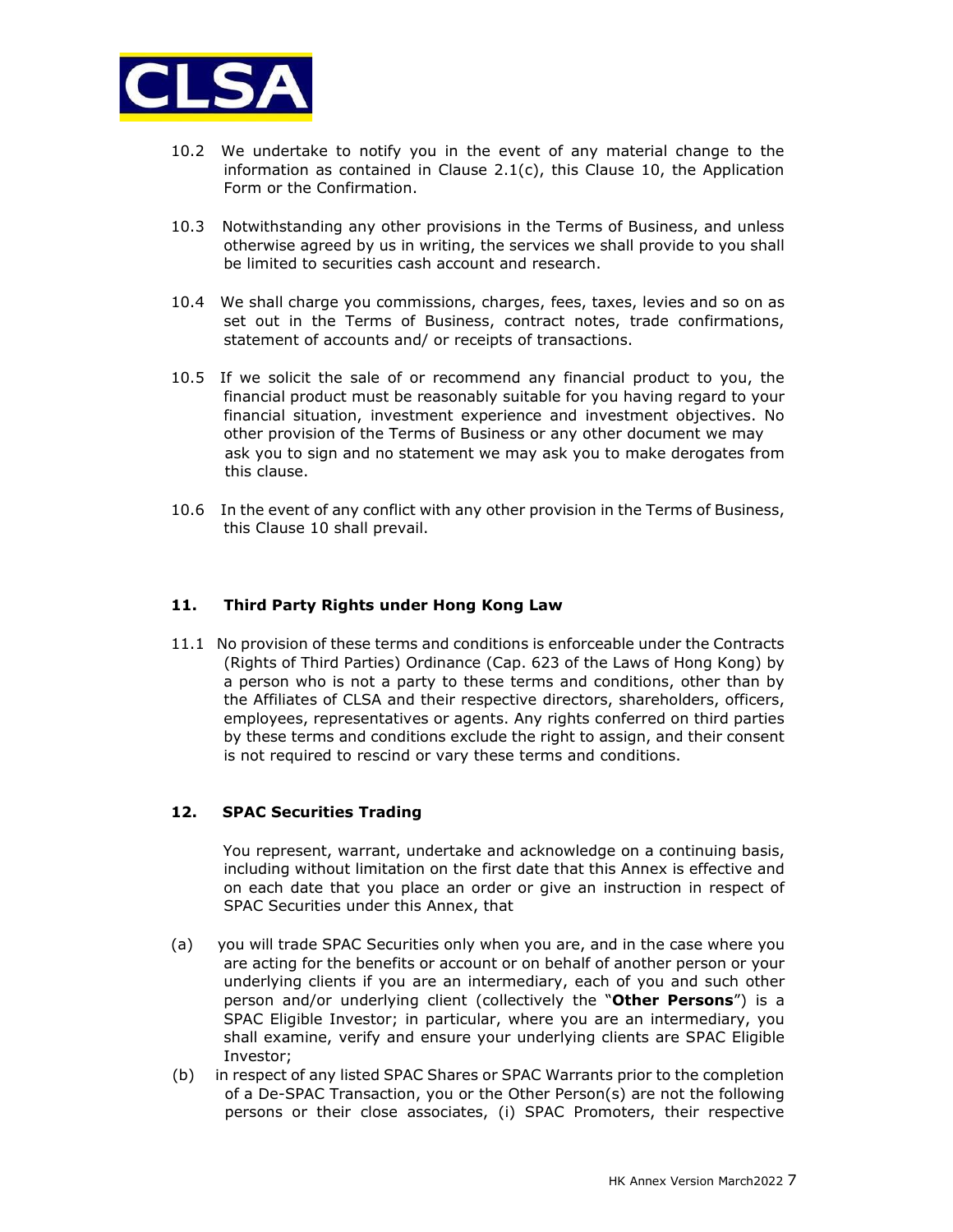10.2 We undertake to notify you in the event of any material change to the information as contained in Clause 2.1(c), this Clause 10, the Application Form or the Confirmation.

10.3 Notwithstanding any other provisions in the Terms of Business, and unless otherwise agreed by us in writing, the services we shall provide to you shall be limited to securities cash account and research.

10.4 We shall charge you commissions, charges, fees, taxes, levies and so on as set out in the Terms of Business, contract notes, trade confirmations, statement of accounts and/ or receipts of transactions.

10.5 If we solicit the sale of or recommend any financial product to you, the financial product must be reasonably suitable for you having regard to your financial situation, investment experience and investment objectives. No other provision of the Terms of Business or any other document we may ask you to sign and no statement we may ask you to make derogates from this clause.

10.6 In the event of any conflict with any other provision in the Terms of Business, this Clause 10 shall prevail.

## 11. Third Party Rights under Hong Kong Law

11.1 No provision of these terms and conditions is enforceable under the Contracts (Rights of Third Parties) Ordinance (Cap. 623 of the Laws of Hong Kong) by a person who is not a party to these terms and conditions, other than by the Affiliates of CLSA and their respective directors, shareholders, officers, employees, representatives or agents. Any rights conferred on third parties by these terms and conditions exclude the right to assign, and their consent is not required to rescind or vary these terms and conditions.

## 12. SPAC Securities Trading

You represent, warrant, undertake and acknowledge on a continuing basis, including without limitation on the first date that this Annex is effective and on each date that you place an order or give an instruction in respect of SPAC Securities under this Annex, that

(a) you will trade SPAC Securities only when you are, and in the case where you are acting for the benefits or account or on behalf of another person or your underlying clients if you are an intermediary, each of you and such other person and/or underlying client (collectively the "**Other Persons**") is a SPAC Eligible Investor; in particular, where you are an intermediary, you shall examine, verify and ensure your underlying clients are SPAC Eligible Investor;

(b) in respect of any listed SPAC Shares or SPAC Warrants prior to the completion of a De-SPAC Transaction, you or the Other Person(s) are not the following persons or their close associates, (i) SPAC Promoters, their respective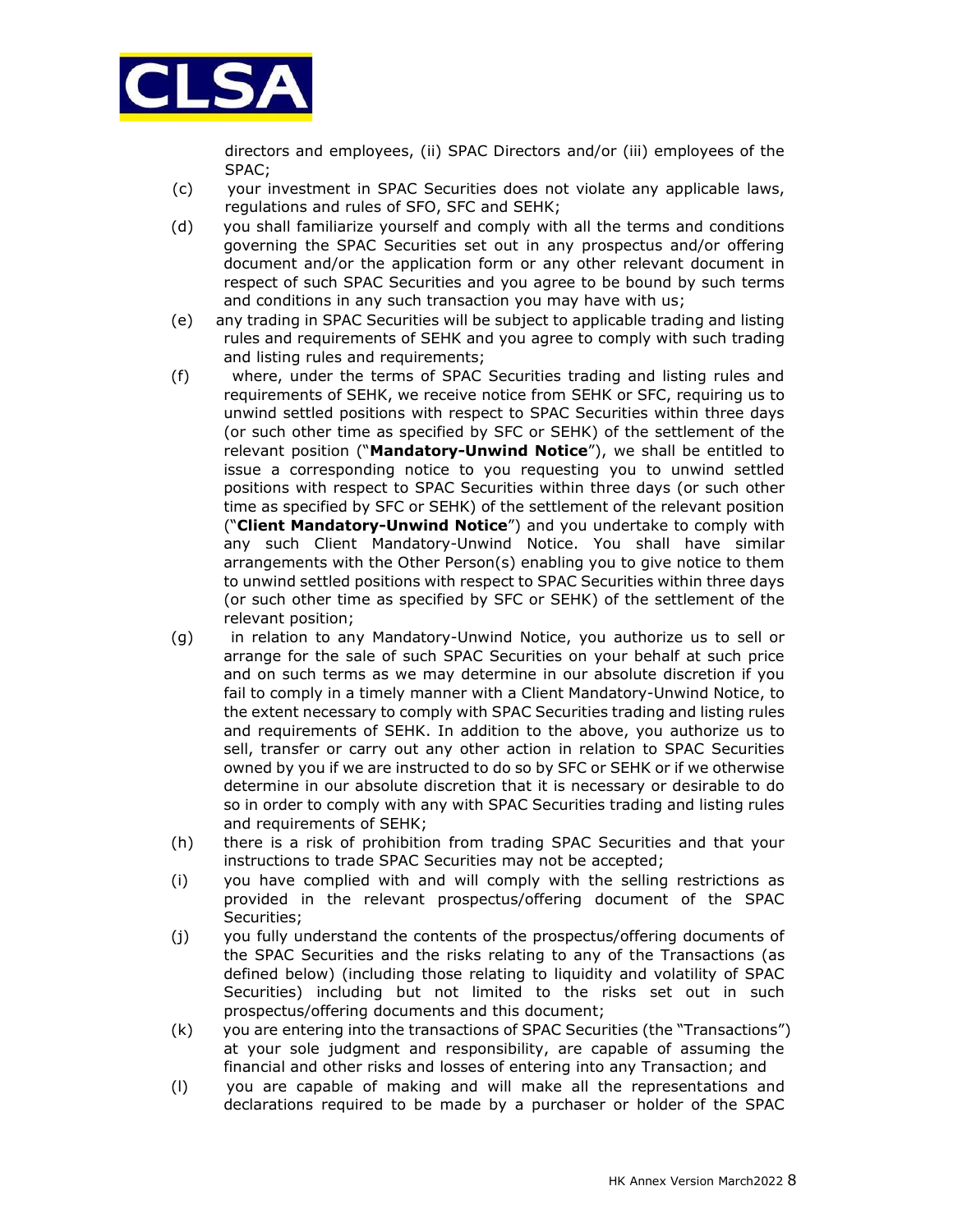directors and employees, (ii) SPAC Directors and/or (iii) employees of the SPAC;

(c) your investment in SPAC Securities does not violate any applicable laws, regulations and rules of SFO, SFC and SEHK;

(d) you shall familiarize yourself and comply with all the terms and conditions governing the SPAC Securities set out in any prospectus and/or offering document and/or the application form or any other relevant document in respect of such SPAC Securities and you agree to be bound by such terms and conditions in any such transaction you may have with us;

(e) any trading in SPAC Securities will be subject to applicable trading and listing rules and requirements of SEHK and you agree to comply with such trading and listing rules and requirements;

(f) where, under the terms of SPAC Securities trading and listing rules and requirements of SEHK, we receive notice from SEHK or SFC, requiring us to unwind settled positions with respect to SPAC Securities within three days (or such other time as specified by SFC or SEHK) of the settlement of the relevant position ("**Mandatory-Unwind Notice**"), we shall be entitled to issue a corresponding notice to you requesting you to unwind settled positions with respect to SPAC Securities within three days (or such other time as specified by SFC or SEHK) of the settlement of the relevant position ("**Client Mandatory-Unwind Notice**") and you undertake to comply with any such Client Mandatory-Unwind Notice. You shall have similar arrangements with the Other Person(s) enabling you to give notice to them to unwind settled positions with respect to SPAC Securities within three days (or such other time as specified by SFC or SEHK) of the settlement of the relevant position;

(g) in relation to any Mandatory-Unwind Notice, you authorize us to sell or arrange for the sale of such SPAC Securities on your behalf at such price and on such terms as we may determine in our absolute discretion if you fail to comply in a timely manner with a Client Mandatory-Unwind Notice, to the extent necessary to comply with SPAC Securities trading and listing rules and requirements of SEHK. In addition to the above, you authorize us to sell, transfer or carry out any other action in relation to SPAC Securities owned by you if we are instructed to do so by SFC or SEHK or if we otherwise determine in our absolute discretion that it is necessary or desirable to do so in order to comply with any with SPAC Securities trading and listing rules and requirements of SEHK;

(h) there is a risk of prohibition from trading SPAC Securities and that your instructions to trade SPAC Securities may not be accepted;

(i) you have complied with and will comply with the selling restrictions as provided in the relevant prospectus/offering document of the SPAC Securities;

(j) you fully understand the contents of the prospectus/offering documents of the SPAC Securities and the risks relating to any of the Transactions (as defined below) (including those relating to liquidity and volatility of SPAC Securities) including but not limited to the risks set out in such prospectus/offering documents and this document;

(k) you are entering into the transactions of SPAC Securities (the "Transactions") at your sole judgment and responsibility, are capable of assuming the financial and other risks and losses of entering into any Transaction; and

(l) you are capable of making and will make all the representations and declarations required to be made by a purchaser or holder of the SPAC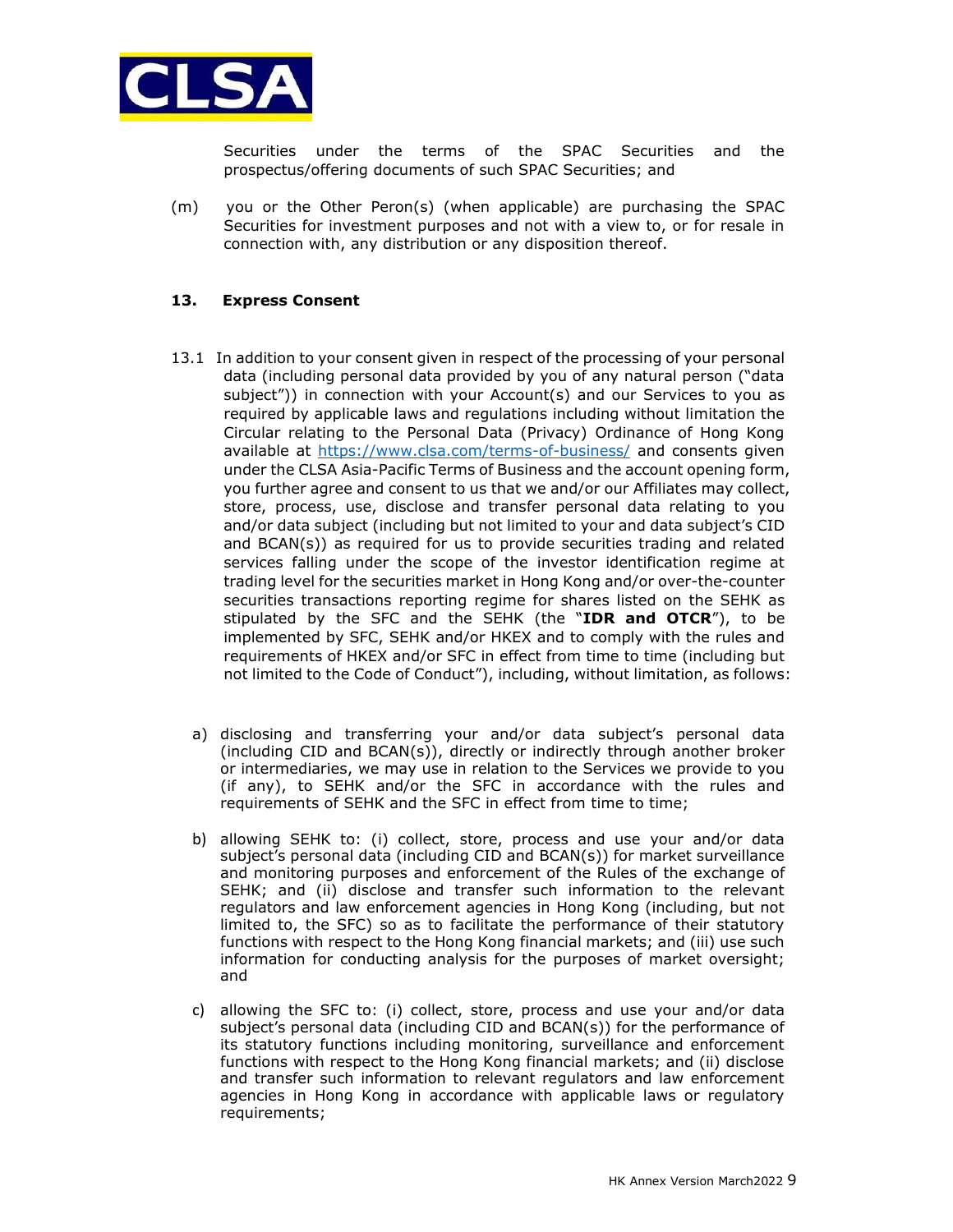Securities under the terms of the SPAC Securities and the prospectus/offering documents of such SPAC Securities; and

(m) you or the Other Peron(s) (when applicable) are purchasing the SPAC Securities for investment purposes and not with a view to, or for resale in connection with, any distribution or any disposition thereof.

## 13. Express Consent

13.1 In addition to your consent given in respect of the processing of your personal data (including personal data provided by you of any natural person ("data subject")) in connection with your Account(s) and our Services to you as required by applicable laws and regulations including without limitation the Circular relating to the Personal Data (Privacy) Ordinance of Hong Kong available at https://www.clsa.com/terms-of-business/ and consents given under the CLSA Asia-Pacific Terms of Business and the account opening form, you further agree and consent to us that we and/or our Affiliates may collect, store, process, use, disclose and transfer personal data relating to you and/or data subject (including but not limited to your and data subject's CID and BCAN(s)) as required for us to provide securities trading and related services falling under the scope of the investor identification regime at trading level for the securities market in Hong Kong and/or over-the-counter securities transactions reporting regime for shares listed on the SEHK as stipulated by the SFC and the SEHK (the "**IDR and OTCR**"), to be implemented by SFC, SEHK and/or HKEX and to comply with the rules and requirements of HKEX and/or SFC in effect from time to time (including but not limited to the Code of Conduct"), including, without limitation, as follows:

a) disclosing and transferring your and/or data subject's personal data (including CID and BCAN(s)), directly or indirectly through another broker or intermediaries, we may use in relation to the Services we provide to you (if any), to SEHK and/or the SFC in accordance with the rules and requirements of SEHK and the SFC in effect from time to time;

b) allowing SEHK to: (i) collect, store, process and use your and/or data subject's personal data (including CID and BCAN(s)) for market surveillance and monitoring purposes and enforcement of the Rules of the exchange of SEHK; and (ii) disclose and transfer such information to the relevant regulators and law enforcement agencies in Hong Kong (including, but not limited to, the SFC) so as to facilitate the performance of their statutory functions with respect to the Hong Kong financial markets; and (iii) use such information for conducting analysis for the purposes of market oversight; and

c) allowing the SFC to: (i) collect, store, process and use your and/or data subject's personal data (including CID and BCAN(s)) for the performance of its statutory functions including monitoring, surveillance and enforcement functions with respect to the Hong Kong financial markets; and (ii) disclose and transfer such information to relevant regulators and law enforcement agencies in Hong Kong in accordance with applicable laws or regulatory requirements;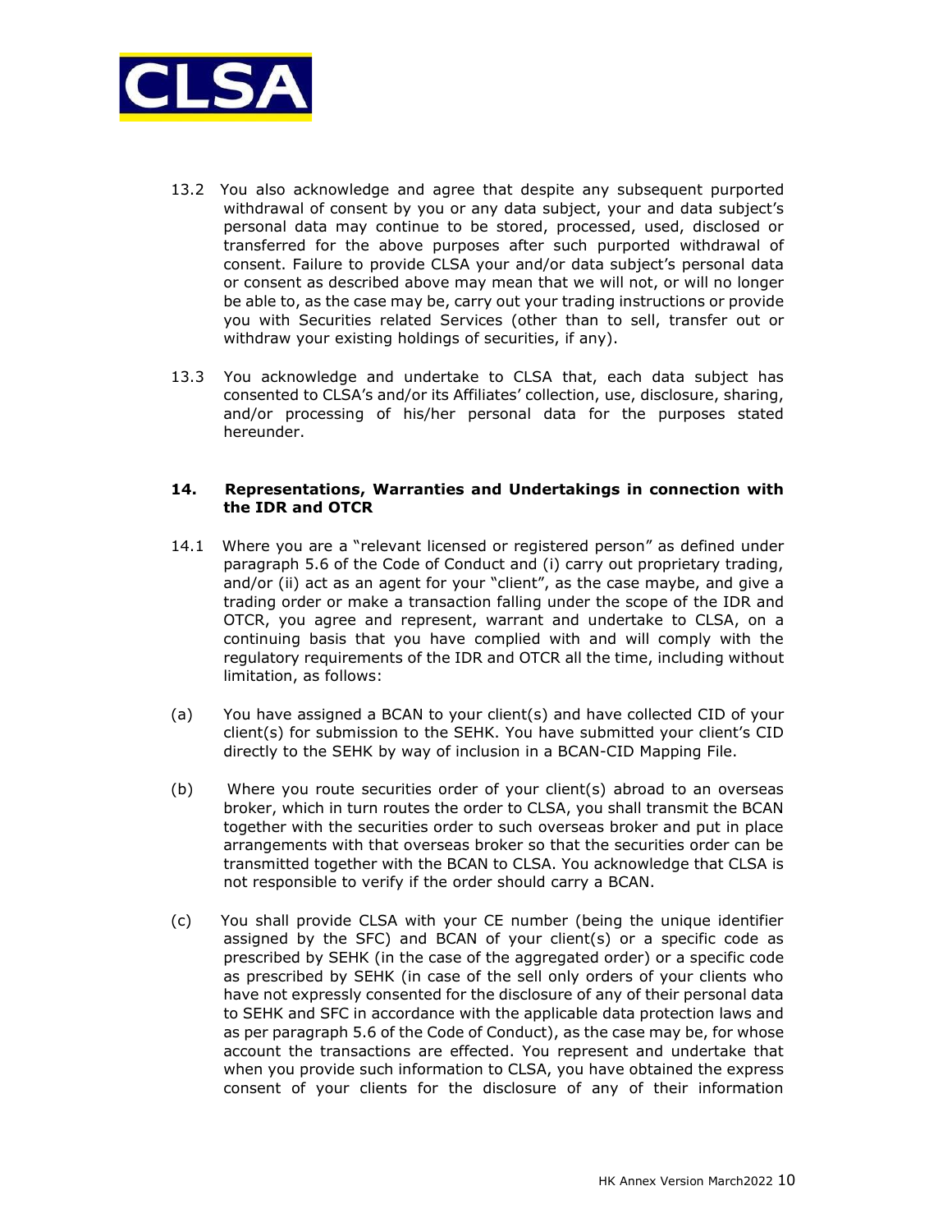13.2 You also acknowledge and agree that despite any subsequent purported withdrawal of consent by you or any data subject, your and data subject's personal data may continue to be stored, processed, used, disclosed or transferred for the above purposes after such purported withdrawal of consent. Failure to provide CLSA your and/or data subject's personal data or consent as described above may mean that we will not, or will no longer be able to, as the case may be, carry out your trading instructions or provide you with Securities related Services (other than to sell, transfer out or withdraw your existing holdings of securities, if any).

13.3 You acknowledge and undertake to CLSA that, each data subject has consented to CLSA's and/or its Affiliates' collection, use, disclosure, sharing, and/or processing of his/her personal data for the purposes stated hereunder.

## 14. Representations, Warranties and Undertakings in connection with the IDR and OTCR

14.1 Where you are a "relevant licensed or registered person" as defined under paragraph 5.6 of the Code of Conduct and (i) carry out proprietary trading, and/or (ii) act as an agent for your "client", as the case maybe, and give a trading order or make a transaction falling under the scope of the IDR and OTCR, you agree and represent, warrant and undertake to CLSA, on a continuing basis that you have complied with and will comply with the regulatory requirements of the IDR and OTCR all the time, including without limitation, as follows:

(a) You have assigned a BCAN to your client(s) and have collected CID of your client(s) for submission to the SEHK. You have submitted your client's CID directly to the SEHK by way of inclusion in a BCAN-CID Mapping File.

(b) Where you route securities order of your client(s) abroad to an overseas broker, which in turn routes the order to CLSA, you shall transmit the BCAN together with the securities order to such overseas broker and put in place arrangements with that overseas broker so that the securities order can be transmitted together with the BCAN to CLSA. You acknowledge that CLSA is not responsible to verify if the order should carry a BCAN.

(c) You shall provide CLSA with your CE number (being the unique identifier assigned by the SFC) and BCAN of your client(s) or a specific code as prescribed by SEHK (in the case of the aggregated order) or a specific code as prescribed by SEHK (in case of the sell only orders of your clients who have not expressly consented for the disclosure of any of their personal data to SEHK and SFC in accordance with the applicable data protection laws and as per paragraph 5.6 of the Code of Conduct), as the case may be, for whose account the transactions are effected. You represent and undertake that when you provide such information to CLSA, you have obtained the express consent of your clients for the disclosure of any of their information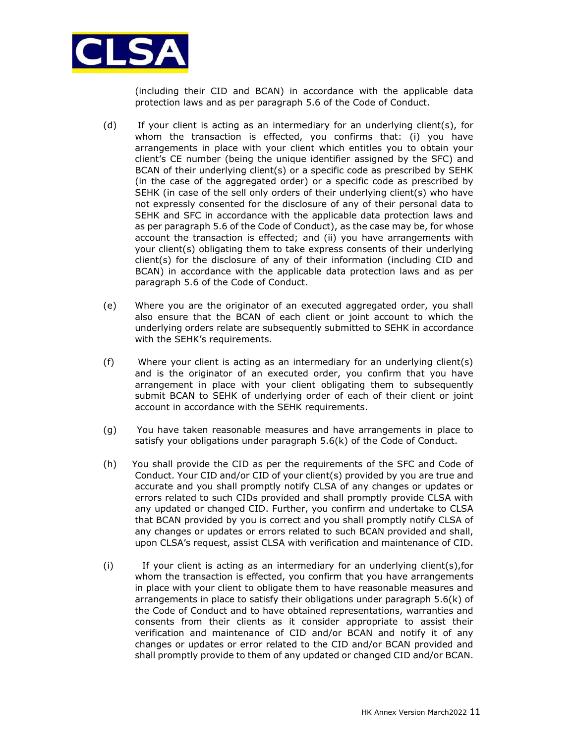(including their CID and BCAN) in accordance with the applicable data protection laws and as per paragraph 5.6 of the Code of Conduct.

(d) If your client is acting as an intermediary for an underlying client(s), for whom the transaction is effected, you confirms that: (i) you have arrangements in place with your client which entitles you to obtain your client's CE number (being the unique identifier assigned by the SFC) and BCAN of their underlying client(s) or a specific code as prescribed by SEHK (in the case of the aggregated order) or a specific code as prescribed by SEHK (in case of the sell only orders of their underlying client(s) who have not expressly consented for the disclosure of any of their personal data to SEHK and SFC in accordance with the applicable data protection laws and as per paragraph 5.6 of the Code of Conduct), as the case may be, for whose account the transaction is effected; and (ii) you have arrangements with your client(s) obligating them to take express consents of their underlying client(s) for the disclosure of any of their information (including CID and BCAN) in accordance with the applicable data protection laws and as per paragraph 5.6 of the Code of Conduct.

(e) Where you are the originator of an executed aggregated order, you shall also ensure that the BCAN of each client or joint account to which the underlying orders relate are subsequently submitted to SEHK in accordance with the SEHK's requirements.

(f) Where your client is acting as an intermediary for an underlying client(s) and is the originator of an executed order, you confirm that you have arrangement in place with your client obligating them to subsequently submit BCAN to SEHK of underlying order of each of their client or joint account in accordance with the SEHK requirements.

(g) You have taken reasonable measures and have arrangements in place to satisfy your obligations under paragraph 5.6(k) of the Code of Conduct.

(h) You shall provide the CID as per the requirements of the SFC and Code of Conduct. Your CID and/or CID of your client(s) provided by you are true and accurate and you shall promptly notify CLSA of any changes or updates or errors related to such CIDs provided and shall promptly provide CLSA with any updated or changed CID. Further, you confirm and undertake to CLSA that BCAN provided by you is correct and you shall promptly notify CLSA of any changes or updates or errors related to such BCAN provided and shall, upon CLSA's request, assist CLSA with verification and maintenance of CID.

(i) If your client is acting as an intermediary for an underlying client(s),for whom the transaction is effected, you confirm that you have arrangements in place with your client to obligate them to have reasonable measures and arrangements in place to satisfy their obligations under paragraph 5.6(k) of the Code of Conduct and to have obtained representations, warranties and consents from their clients as it consider appropriate to assist their verification and maintenance of CID and/or BCAN and notify it of any changes or updates or error related to the CID and/or BCAN provided and shall promptly provide to them of any updated or changed CID and/or BCAN.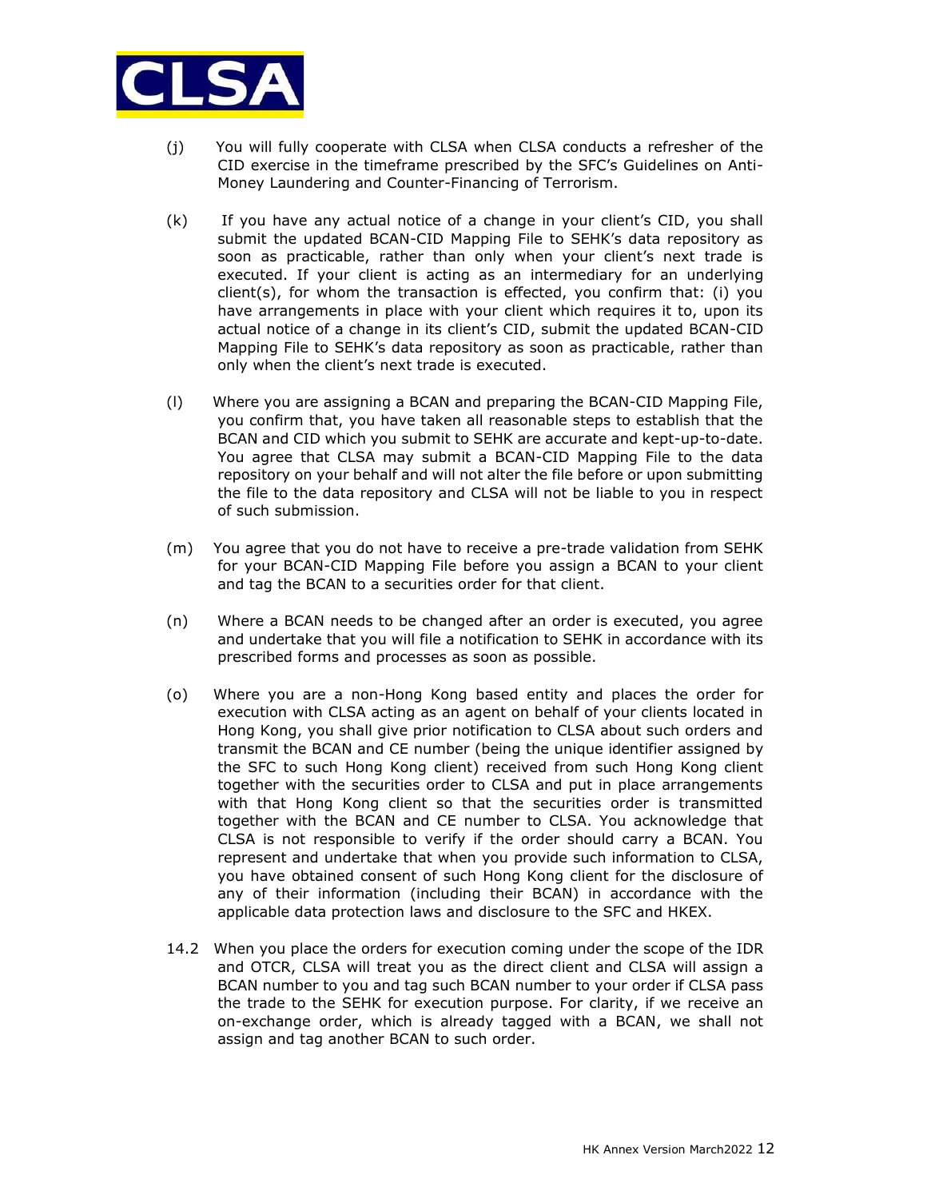(j) You will fully cooperate with CLSA when CLSA conducts a refresher of the CID exercise in the timeframe prescribed by the SFC's Guidelines on Anti-Money Laundering and Counter-Financing of Terrorism.

(k) If you have any actual notice of a change in your client's CID, you shall submit the updated BCAN-CID Mapping File to SEHK's data repository as soon as practicable, rather than only when your client's next trade is executed. If your client is acting as an intermediary for an underlying client(s), for whom the transaction is effected, you confirm that: (i) you have arrangements in place with your client which requires it to, upon its actual notice of a change in its client's CID, submit the updated BCAN-CID Mapping File to SEHK's data repository as soon as practicable, rather than only when the client's next trade is executed.

(l) Where you are assigning a BCAN and preparing the BCAN-CID Mapping File, you confirm that, you have taken all reasonable steps to establish that the BCAN and CID which you submit to SEHK are accurate and kept-up-to-date. You agree that CLSA may submit a BCAN-CID Mapping File to the data repository on your behalf and will not alter the file before or upon submitting the file to the data repository and CLSA will not be liable to you in respect of such submission.

(m) You agree that you do not have to receive a pre-trade validation from SEHK for your BCAN-CID Mapping File before you assign a BCAN to your client and tag the BCAN to a securities order for that client.

(n) Where a BCAN needs to be changed after an order is executed, you agree and undertake that you will file a notification to SEHK in accordance with its prescribed forms and processes as soon as possible.

(o) Where you are a non-Hong Kong based entity and places the order for execution with CLSA acting as an agent on behalf of your clients located in Hong Kong, you shall give prior notification to CLSA about such orders and transmit the BCAN and CE number (being the unique identifier assigned by the SFC to such Hong Kong client) received from such Hong Kong client together with the securities order to CLSA and put in place arrangements with that Hong Kong client so that the securities order is transmitted together with the BCAN and CE number to CLSA. You acknowledge that CLSA is not responsible to verify if the order should carry a BCAN. You represent and undertake that when you provide such information to CLSA, you have obtained consent of such Hong Kong client for the disclosure of any of their information (including their BCAN) in accordance with the applicable data protection laws and disclosure to the SFC and HKEX.

14.2 When you place the orders for execution coming under the scope of the IDR and OTCR, CLSA will treat you as the direct client and CLSA will assign a BCAN number to you and tag such BCAN number to your order if CLSA pass the trade to the SEHK for execution purpose. For clarity, if we receive an on-exchange order, which is already tagged with a BCAN, we shall not assign and tag another BCAN to such order.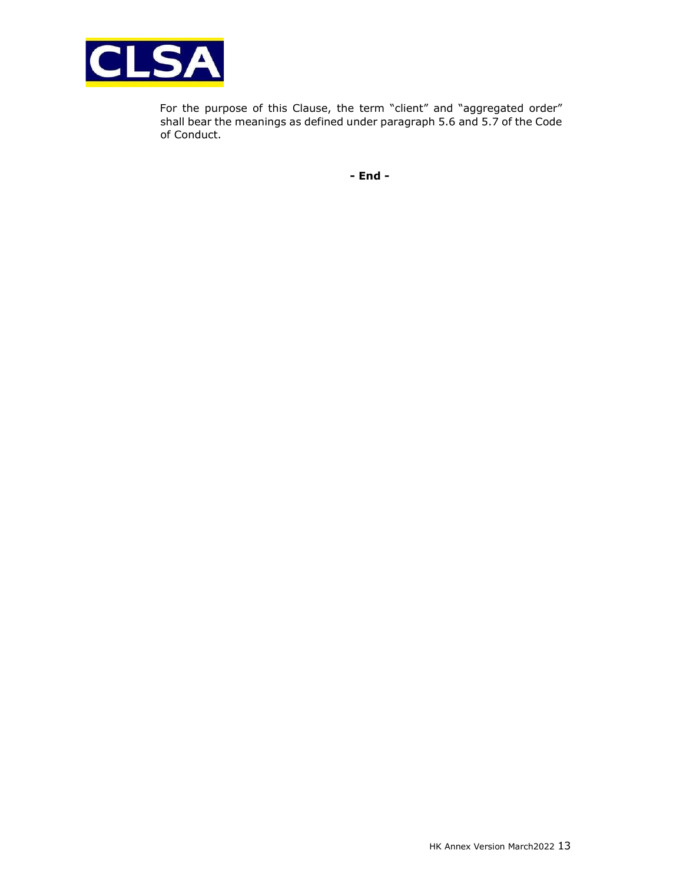For the purpose of this Clause, the term "client" and "aggregated order" shall bear the meanings as defined under paragraph 5.6 and 5.7 of the Code of Conduct.

**- End -**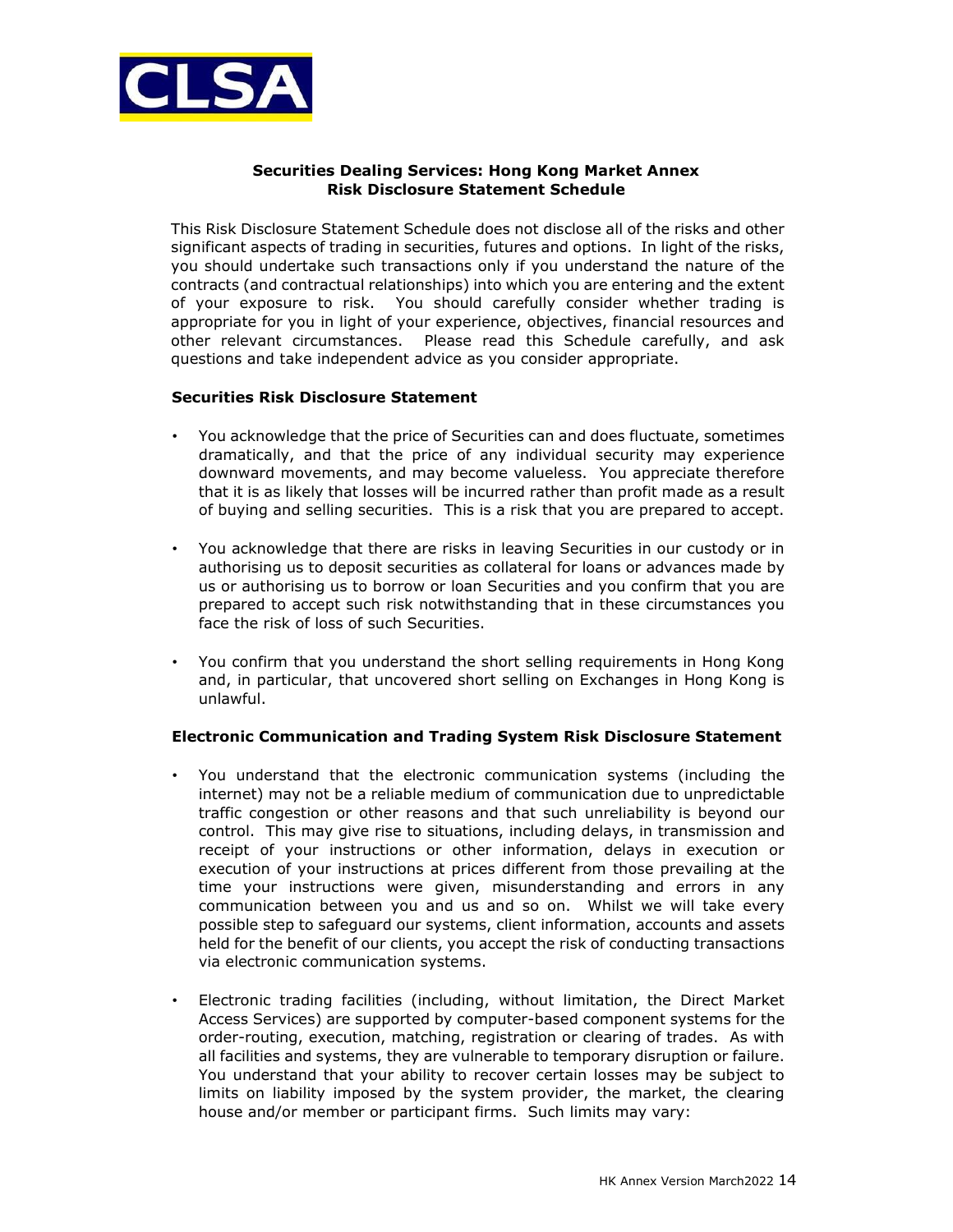**Securities Dealing Services: Hong Kong Market Annex**
**Risk Disclosure Statement Schedule**

This Risk Disclosure Statement Schedule does not disclose all of the risks and other significant aspects of trading in securities, futures and options. In light of the risks, you should undertake such transactions only if you understand the nature of the contracts (and contractual relationships) into which you are entering and the extent of your exposure to risk. You should carefully consider whether trading is appropriate for you in light of your experience, objectives, financial resources and other relevant circumstances. Please read this Schedule carefully, and ask questions and take independent advice as you consider appropriate.

**Securities Risk Disclosure Statement**

- You acknowledge that the price of Securities can and does fluctuate, sometimes dramatically, and that the price of any individual security may experience downward movements, and may become valueless. You appreciate therefore that it is as likely that losses will be incurred rather than profit made as a result of buying and selling securities. This is a risk that you are prepared to accept.
- You acknowledge that there are risks in leaving Securities in our custody or in authorising us to deposit securities as collateral for loans or advances made by us or authorising us to borrow or loan Securities and you confirm that you are prepared to accept such risk notwithstanding that in these circumstances you face the risk of loss of such Securities.
- You confirm that you understand the short selling requirements in Hong Kong and, in particular, that uncovered short selling on Exchanges in Hong Kong is unlawful.

**Electronic Communication and Trading System Risk Disclosure Statement**

- You understand that the electronic communication systems (including the internet) may not be a reliable medium of communication due to unpredictable traffic congestion or other reasons and that such unreliability is beyond our control. This may give rise to situations, including delays, in transmission and receipt of your instructions or other information, delays in execution or execution of your instructions at prices different from those prevailing at the time your instructions were given, misunderstanding and errors in any communication between you and us and so on. Whilst we will take every possible step to safeguard our systems, client information, accounts and assets held for the benefit of our clients, you accept the risk of conducting transactions via electronic communication systems.
- Electronic trading facilities (including, without limitation, the Direct Market Access Services) are supported by computer-based component systems for the order-routing, execution, matching, registration or clearing of trades. As with all facilities and systems, they are vulnerable to temporary disruption or failure. You understand that your ability to recover certain losses may be subject to limits on liability imposed by the system provider, the market, the clearing house and/or member or participant firms. Such limits may vary: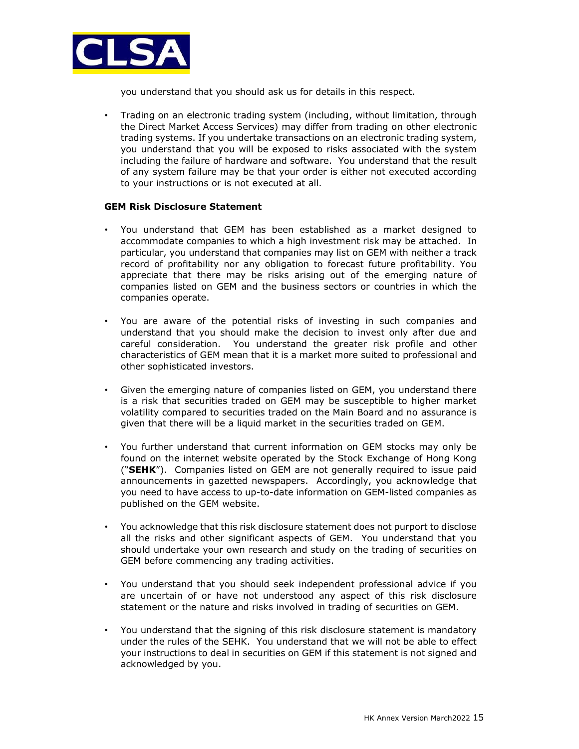you understand that you should ask us for details in this respect.

- Trading on an electronic trading system (including, without limitation, through the Direct Market Access Services) may differ from trading on other electronic trading systems. If you undertake transactions on an electronic trading system, you understand that you will be exposed to risks associated with the system including the failure of hardware and software. You understand that the result of any system failure may be that your order is either not executed according to your instructions or is not executed at all.

**GEM Risk Disclosure Statement**

- You understand that GEM has been established as a market designed to accommodate companies to which a high investment risk may be attached. In particular, you understand that companies may list on GEM with neither a track record of profitability nor any obligation to forecast future profitability. You appreciate that there may be risks arising out of the emerging nature of companies listed on GEM and the business sectors or countries in which the companies operate.

- You are aware of the potential risks of investing in such companies and understand that you should make the decision to invest only after due and careful consideration. You understand the greater risk profile and other characteristics of GEM mean that it is a market more suited to professional and other sophisticated investors.

- Given the emerging nature of companies listed on GEM, you understand there is a risk that securities traded on GEM may be susceptible to higher market volatility compared to securities traded on the Main Board and no assurance is given that there will be a liquid market in the securities traded on GEM.

- You further understand that current information on GEM stocks may only be found on the internet website operated by the Stock Exchange of Hong Kong ("**SEHK**"). Companies listed on GEM are not generally required to issue paid announcements in gazetted newspapers. Accordingly, you acknowledge that you need to have access to up-to-date information on GEM-listed companies as published on the GEM website.

- You acknowledge that this risk disclosure statement does not purport to disclose all the risks and other significant aspects of GEM. You understand that you should undertake your own research and study on the trading of securities on GEM before commencing any trading activities.

- You understand that you should seek independent professional advice if you are uncertain of or have not understood any aspect of this risk disclosure statement or the nature and risks involved in trading of securities on GEM.

- You understand that the signing of this risk disclosure statement is mandatory under the rules of the SEHK. You understand that we will not be able to effect your instructions to deal in securities on GEM if this statement is not signed and acknowledged by you.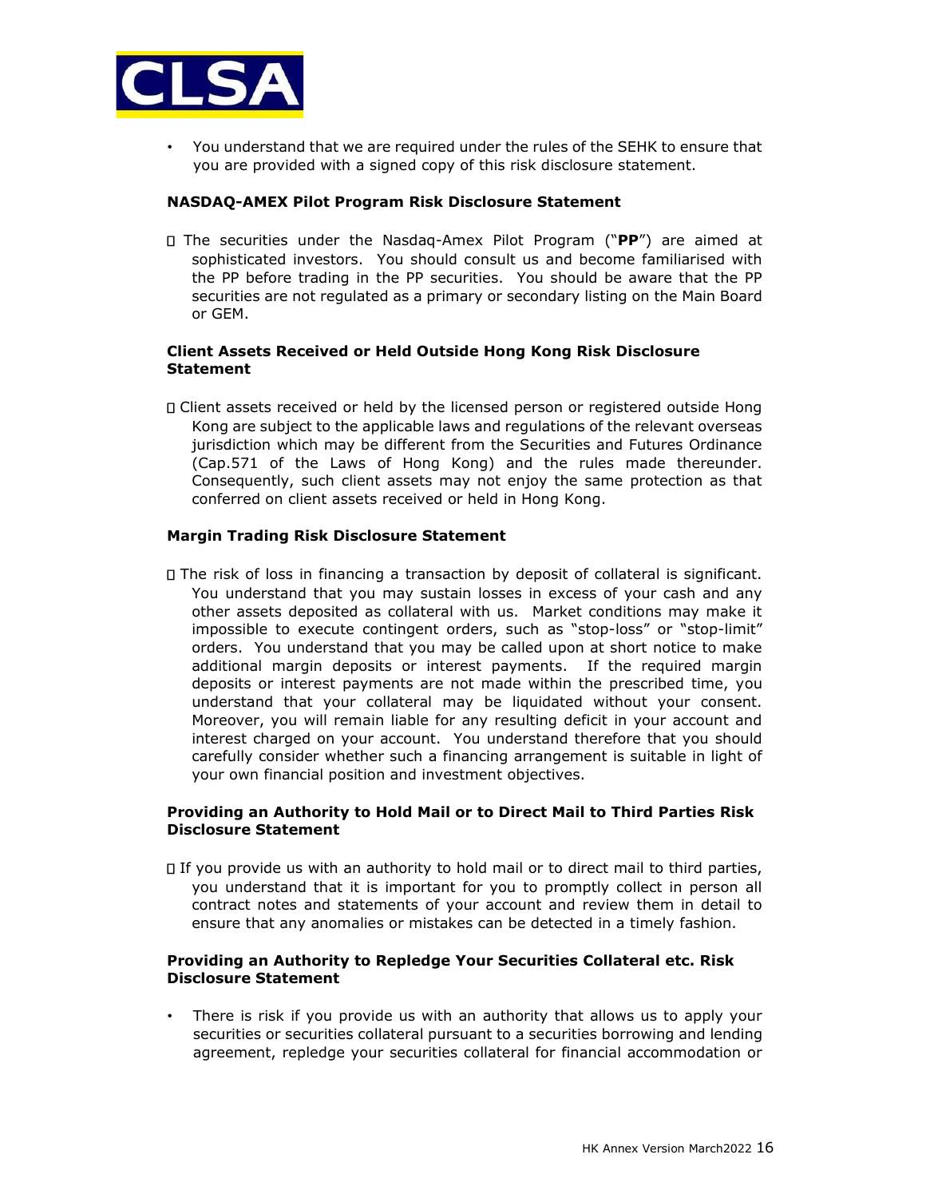- You understand that we are required under the rules of the SEHK to ensure that you are provided with a signed copy of this risk disclosure statement.

**NASDAQ-AMEX Pilot Program Risk Disclosure Statement**

- The securities under the Nasdaq-Amex Pilot Program ("**PP**") are aimed at sophisticated investors. You should consult us and become familiarised with the PP before trading in the PP securities. You should be aware that the PP securities are not regulated as a primary or secondary listing on the Main Board or GEM.

**Client Assets Received or Held Outside Hong Kong Risk Disclosure Statement**

- Client assets received or held by the licensed person or registered outside Hong Kong are subject to the applicable laws and regulations of the relevant overseas jurisdiction which may be different from the Securities and Futures Ordinance (Cap.571 of the Laws of Hong Kong) and the rules made thereunder. Consequently, such client assets may not enjoy the same protection as that conferred on client assets received or held in Hong Kong.

**Margin Trading Risk Disclosure Statement**

- The risk of loss in financing a transaction by deposit of collateral is significant. You understand that you may sustain losses in excess of your cash and any other assets deposited as collateral with us. Market conditions may make it impossible to execute contingent orders, such as "stop-loss" or "stop-limit" orders. You understand that you may be called upon at short notice to make additional margin deposits or interest payments. If the required margin deposits or interest payments are not made within the prescribed time, you understand that your collateral may be liquidated without your consent. Moreover, you will remain liable for any resulting deficit in your account and interest charged on your account. You understand therefore that you should carefully consider whether such a financing arrangement is suitable in light of your own financial position and investment objectives.

**Providing an Authority to Hold Mail or to Direct Mail to Third Parties Risk Disclosure Statement**

- If you provide us with an authority to hold mail or to direct mail to third parties, you understand that it is important for you to promptly collect in person all contract notes and statements of your account and review them in detail to ensure that any anomalies or mistakes can be detected in a timely fashion.

**Providing an Authority to Repledge Your Securities Collateral etc. Risk Disclosure Statement**

- There is risk if you provide us with an authority that allows us to apply your securities or securities collateral pursuant to a securities borrowing and lending agreement, repledge your securities collateral for financial accommodation or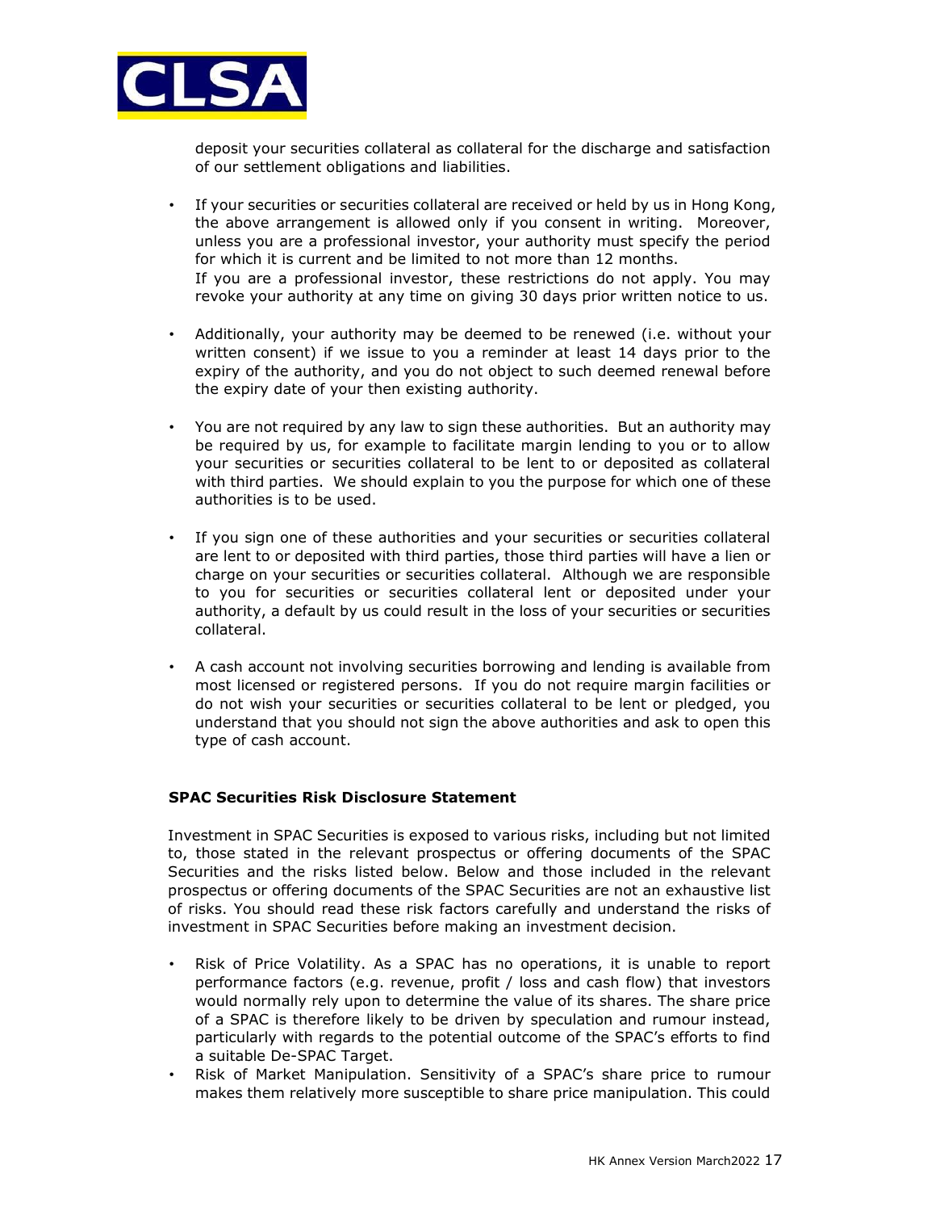deposit your securities collateral as collateral for the discharge and satisfaction of our settlement obligations and liabilities.

- If your securities or securities collateral are received or held by us in Hong Kong, the above arrangement is allowed only if you consent in writing. Moreover, unless you are a professional investor, your authority must specify the period for which it is current and be limited to not more than 12 months.
  If you are a professional investor, these restrictions do not apply. You may revoke your authority at any time on giving 30 days prior written notice to us.

- Additionally, your authority may be deemed to be renewed (i.e. without your written consent) if we issue to you a reminder at least 14 days prior to the expiry of the authority, and you do not object to such deemed renewal before the expiry date of your then existing authority.

- You are not required by any law to sign these authorities. But an authority may be required by us, for example to facilitate margin lending to you or to allow your securities or securities collateral to be lent to or deposited as collateral with third parties. We should explain to you the purpose for which one of these authorities is to be used.

- If you sign one of these authorities and your securities or securities collateral are lent to or deposited with third parties, those third parties will have a lien or charge on your securities or securities collateral. Although we are responsible to you for securities or securities collateral lent or deposited under your authority, a default by us could result in the loss of your securities or securities collateral.

- A cash account not involving securities borrowing and lending is available from most licensed or registered persons. If you do not require margin facilities or do not wish your securities or securities collateral to be lent or pledged, you understand that you should not sign the above authorities and ask to open this type of cash account.

**SPAC Securities Risk Disclosure Statement**

Investment in SPAC Securities is exposed to various risks, including but not limited to, those stated in the relevant prospectus or offering documents of the SPAC Securities and the risks listed below. Below and those included in the relevant prospectus or offering documents of the SPAC Securities are not an exhaustive list of risks. You should read these risk factors carefully and understand the risks of investment in SPAC Securities before making an investment decision.

- Risk of Price Volatility. As a SPAC has no operations, it is unable to report performance factors (e.g. revenue, profit / loss and cash flow) that investors would normally rely upon to determine the value of its shares. The share price of a SPAC is therefore likely to be driven by speculation and rumour instead, particularly with regards to the potential outcome of the SPAC's efforts to find a suitable De-SPAC Target.
- Risk of Market Manipulation. Sensitivity of a SPAC's share price to rumour makes them relatively more susceptible to share price manipulation. This could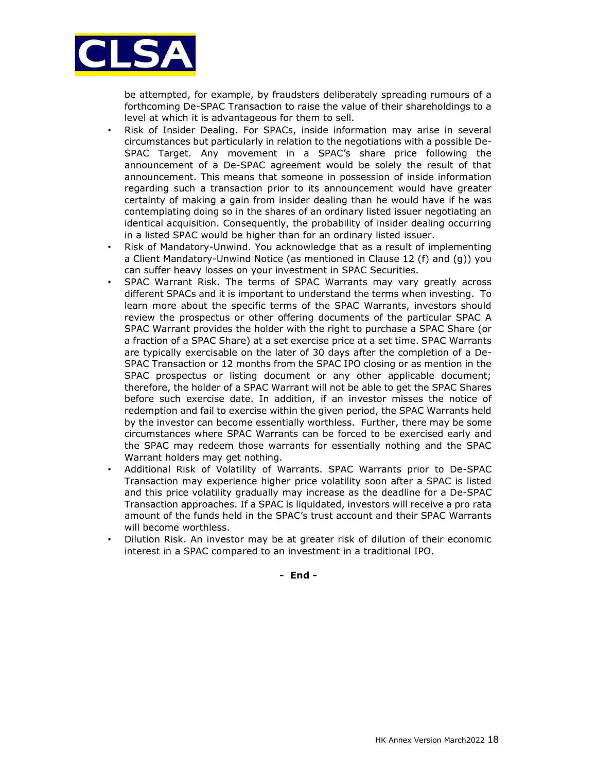be attempted, for example, by fraudsters deliberately spreading rumours of a forthcoming De-SPAC Transaction to raise the value of their shareholdings to a level at which it is advantageous for them to sell.

- Risk of Insider Dealing. For SPACs, inside information may arise in several circumstances but particularly in relation to the negotiations with a possible De-SPAC Target. Any movement in a SPAC's share price following the announcement of a De-SPAC agreement would be solely the result of that announcement. This means that someone in possession of inside information regarding such a transaction prior to its announcement would have greater certainty of making a gain from insider dealing than he would have if he was contemplating doing so in the shares of an ordinary listed issuer negotiating an identical acquisition. Consequently, the probability of insider dealing occurring in a listed SPAC would be higher than for an ordinary listed issuer.
- Risk of Mandatory-Unwind. You acknowledge that as a result of implementing a Client Mandatory-Unwind Notice (as mentioned in Clause 12 (f) and (g)) you can suffer heavy losses on your investment in SPAC Securities.
- SPAC Warrant Risk. The terms of SPAC Warrants may vary greatly across different SPACs and it is important to understand the terms when investing. To learn more about the specific terms of the SPAC Warrants, investors should review the prospectus or other offering documents of the particular SPAC A SPAC Warrant provides the holder with the right to purchase a SPAC Share (or a fraction of a SPAC Share) at a set exercise price at a set time. SPAC Warrants are typically exercisable on the later of 30 days after the completion of a De-SPAC Transaction or 12 months from the SPAC IPO closing or as mention in the SPAC prospectus or listing document or any other applicable document; therefore, the holder of a SPAC Warrant will not be able to get the SPAC Shares before such exercise date. In addition, if an investor misses the notice of redemption and fail to exercise within the given period, the SPAC Warrants held by the investor can become essentially worthless. Further, there may be some circumstances where SPAC Warrants can be forced to be exercised early and the SPAC may redeem those warrants for essentially nothing and the SPAC Warrant holders may get nothing.
- Additional Risk of Volatility of Warrants. SPAC Warrants prior to De-SPAC Transaction may experience higher price volatility soon after a SPAC is listed and this price volatility gradually may increase as the deadline for a De-SPAC Transaction approaches. If a SPAC is liquidated, investors will receive a pro rata amount of the funds held in the SPAC's trust account and their SPAC Warrants will become worthless.
- Dilution Risk. An investor may be at greater risk of dilution of their economic interest in a SPAC compared to an investment in a traditional IPO.

**- End -**